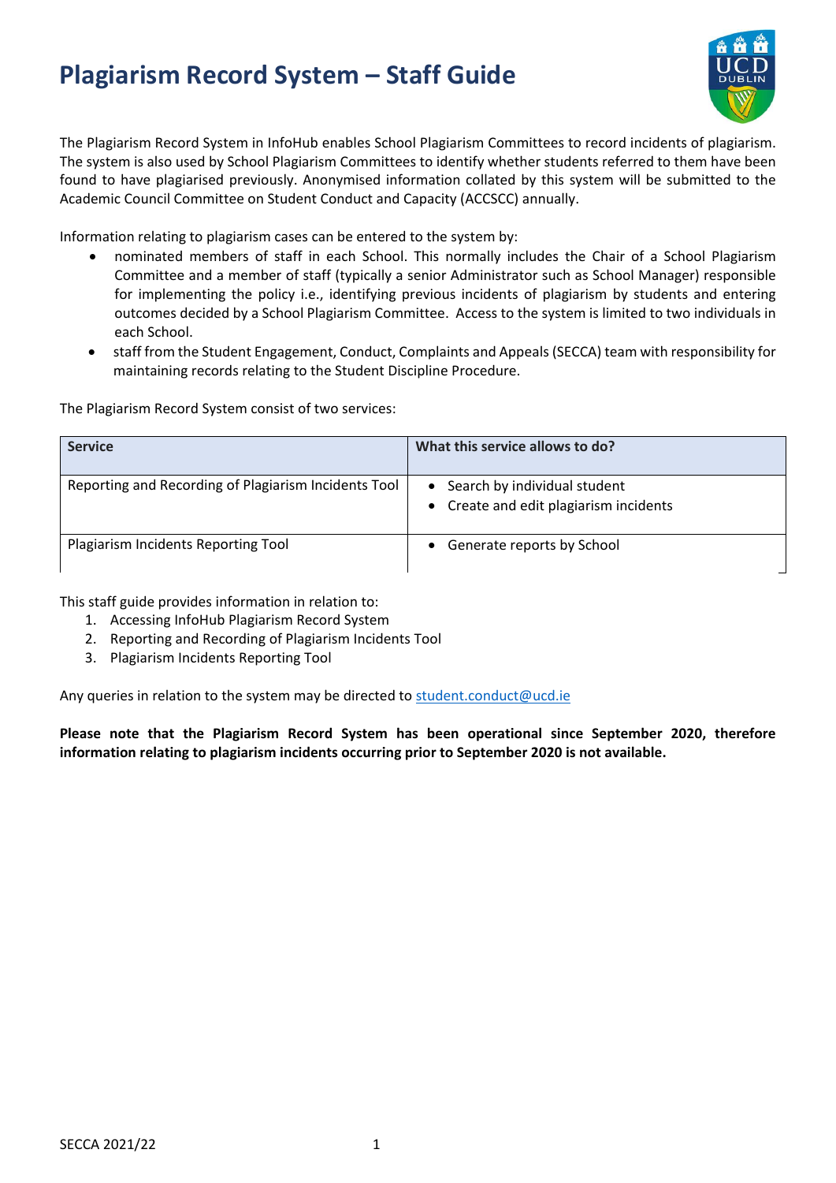# Plagiarism Record System – Staff Guide

The Plagiarism Record System in InfoHub enables School Plagiarism Committees to record incidents of plagiarism. The system is also used by School Plagiarism Committees to identify whether students referred to them have been found to have plagiarised previously. Anonymised information collated by this system will be submitted to the Academic Council Committee on Student Conduct and Capacity (ACCSCC) annually.

Information relating to plagiarism cases can be entered to the system by:

- nominated members of staff in each School. This normally includes the Chair of a School Plagiarism Committee and a member of staff (typically a senior Administrator such as School Manager) responsible for implementing the policy i.e., identifying previous incidents of plagiarism by students and entering outcomes decided by a School Plagiarism Committee. Access to the system is limited to two individuals in each School.
- staff from the Student Engagement, Conduct, Complaints and Appeals (SECCA) team with responsibility for maintaining records relating to the Student Discipline Procedure.

The Plagiarism Record System consist of two services:

| Service | What this service allows to do? |
|---|---|
| Reporting and Recording of Plagiarism Incidents Tool | • Search by individual student<br>• Create and edit plagiarism incidents |
| Plagiarism Incidents Reporting Tool | • Generate reports by School |

This staff guide provides information in relation to:

1. Accessing InfoHub Plagiarism Record System
2. Reporting and Recording of Plagiarism Incidents Tool
3. Plagiarism Incidents Reporting Tool

Any queries in relation to the system may be directed to student.conduct@ucd.ie

**Please note that the Plagiarism Record System has been operational since September 2020, therefore information relating to plagiarism incidents occurring prior to September 2020 is not available.**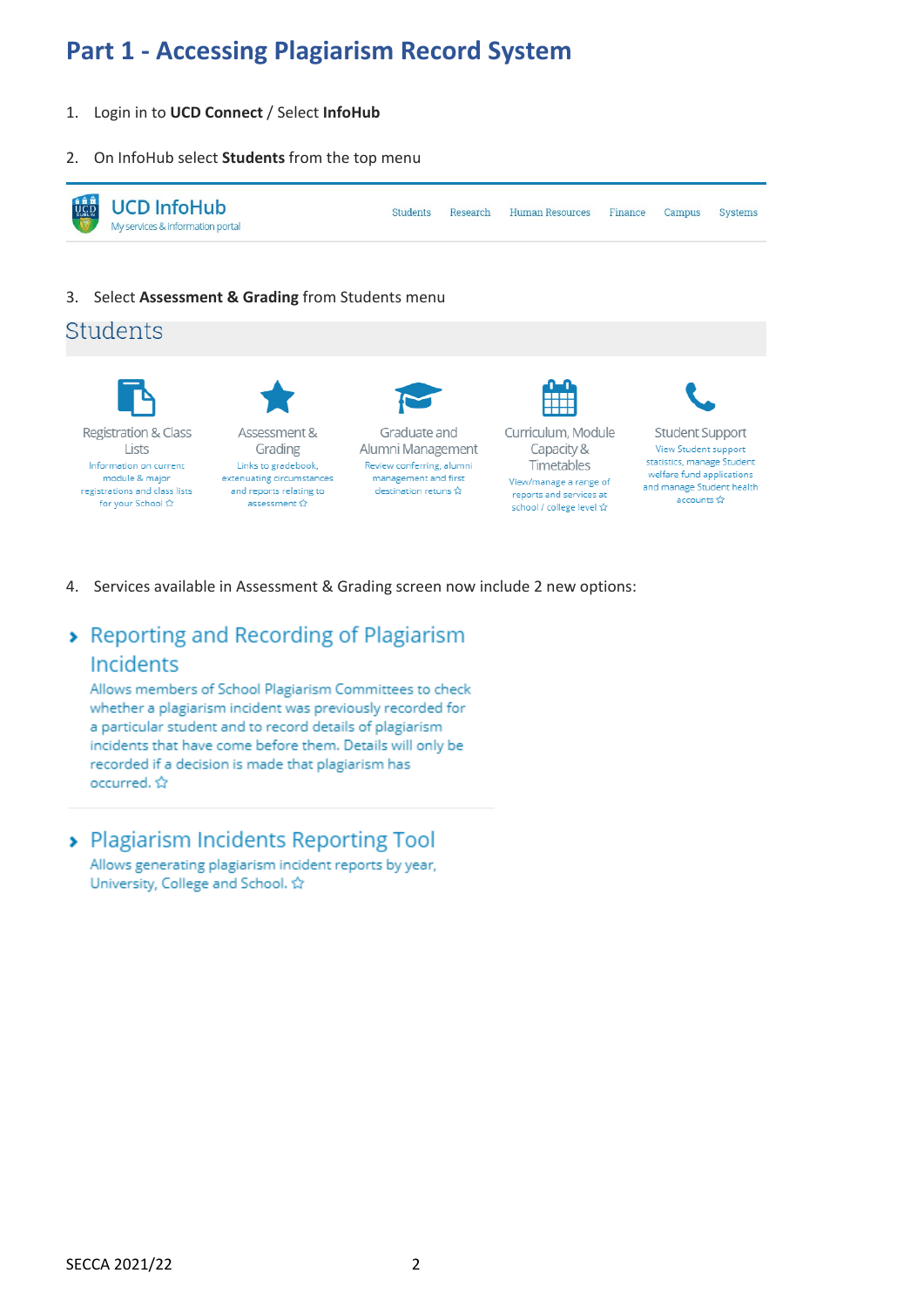# Part 1 - Accessing Plagiarism Record System

1. Login in to **UCD Connect** / Select **InfoHub**

2. On InfoHub select **Students** from the top menu

UCD InfoHub
My services & information portal

Students Research Human Resources Finance Campus Systems

3. Select **Assessment & Grading** from Students menu

Students

Registration & Class Lists
Information on current module & major registrations and class lists for your School ☆

Assessment & Grading
Links to gradebook, extenuating circumstances and reports relating to assessment ☆

Graduate and Alumni Management
Review conferring, alumni management and first destination returns ☆

Curriculum, Module Capacity & Timetables
View/manage a range of reports and services at school / college level ☆

Student Support
View Student support statistics, manage Student welfare fund applications and manage Student health accounts ☆

4. Services available in Assessment & Grading screen now include 2 new options:

› Reporting and Recording of Plagiarism Incidents
Allows members of School Plagiarism Committees to check whether a plagiarism incident was previously recorded for a particular student and to record details of plagiarism incidents that have come before them. Details will only be recorded if a decision is made that plagiarism has occurred. ☆

› Plagiarism Incidents Reporting Tool
Allows generating plagiarism incident reports by year, University, College and School. ☆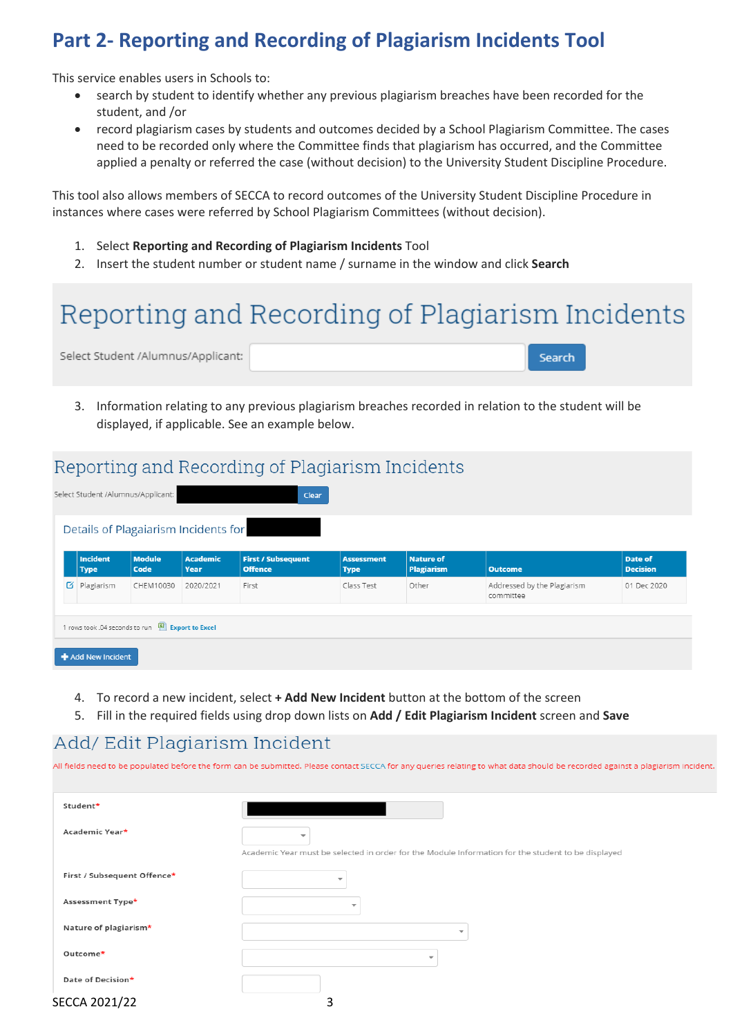## Part 2- Reporting and Recording of Plagiarism Incidents Tool

This service enables users in Schools to:

- search by student to identify whether any previous plagiarism breaches have been recorded for the student, and /or
- record plagiarism cases by students and outcomes decided by a School Plagiarism Committee. The cases need to be recorded only where the Committee finds that plagiarism has occurred, and the Committee applied a penalty or referred the case (without decision) to the University Student Discipline Procedure.

This tool also allows members of SECCA to record outcomes of the University Student Discipline Procedure in instances where cases were referred by School Plagiarism Committees (without decision).

1. Select **Reporting and Recording of Plagiarism Incidents** Tool
2. Insert the student number or student name / surname in the window and click **Search**

Reporting and Recording of Plagiarism Incidents

Select Student /Alumnus/Applicant: [ ] Search

3. Information relating to any previous plagiarism breaches recorded in relation to the student will be displayed, if applicable. See an example below.

Reporting and Recording of Plagiarism Incidents

Select Student /Alumnus/Applicant: [ ] Clear

Details of Plagaiarism Incidents for

| Incident Type | Module Code | Academic Year | First / Subsequent Offence | Assessment Type | Nature of Plagiarism | Outcome | Date of Decision |
|---|---|---|---|---|---|---|---|
| Plagiarism | CHEM10030 | 2020/2021 | First | Class Test | Other | Addressed by the Plagiarism committee | 01 Dec 2020 |

1 rows took .04 seconds to run Export to Excel

+ Add New Incident

4. To record a new incident, select **+ Add New Incident** button at the bottom of the screen
5. Fill in the required fields using drop down lists on **Add / Edit Plagiarism Incident** screen and **Save**

Add/ Edit Plagiarism Incident

All fields need to be populated before the form can be submitted. Please contact SECCA for any queries relating to what data should be recorded against a plagiarism incident.

- Student*
- Academic Year* — Academic Year must be selected in order for the Module Information for the student to be displayed
- First / Subsequent Offence*
- Assessment Type*
- Nature of plagiarism*
- Outcome*
- Date of Decision*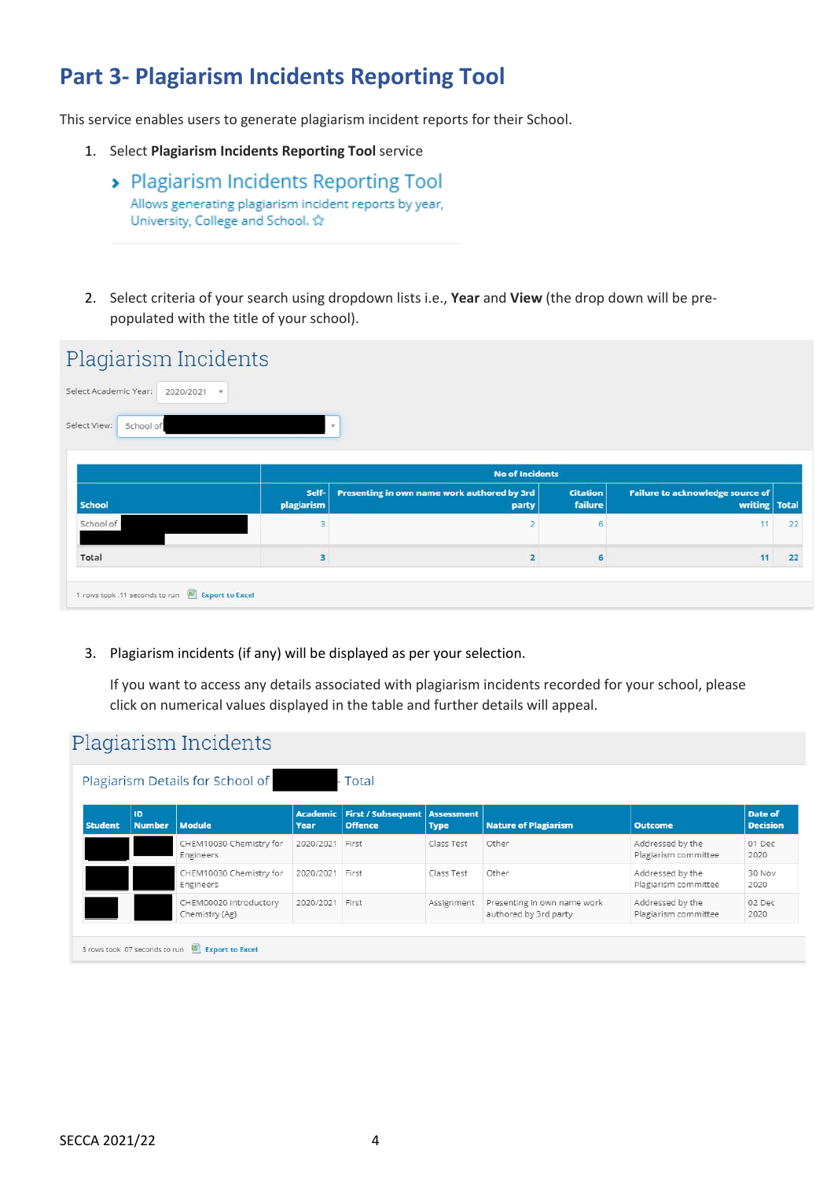# Part 3- Plagiarism Incidents Reporting Tool

This service enables users to generate plagiarism incident reports for their School.

1. Select **Plagiarism Incidents Reporting Tool** service

   › Plagiarism Incidents Reporting Tool
   Allows generating plagiarism incident reports by year, University, College and School. ☆

2. Select criteria of your search using dropdown lists i.e., **Year** and **View** (the drop down will be pre-populated with the title of your school).

## Plagiarism Incidents

Select Academic Year: 2020/2021

Select View: School of

| School | No of Incidents | | | | |
|---|---|---|---|---|---|
| | Self-plagiarism | Presenting in own name work authored by 3rd party | Citation failure | Failure to acknowledge source of writing | Total |
| School of | 3 | 2 | 6 | 11 | 22 |
| **Total** | **3** | **2** | **6** | **11** | **22** |

1 rows took .11 seconds to run Export to Excel

3. Plagiarism incidents (if any) will be displayed as per your selection.

   If you want to access any details associated with plagiarism incidents recorded for your school, please click on numerical values displayed in the table and further details will appeal.

## Plagiarism Incidents

Plagiarism Details for School of - Total

| Student | ID Number | Module | Academic Year | First / Subsequent Offence | Assessment Type | Nature of Plagiarism | Outcome | Date of Decision |
|---|---|---|---|---|---|---|---|---|
| | | CHEM10030 Chemistry for Engineers | 2020/2021 | First | Class Test | Other | Addressed by the Plagiarism committee | 01 Dec 2020 |
| | | CHEM10030 Chemistry for Engineers | 2020/2021 | First | Class Test | Other | Addressed by the Plagiarism committee | 30 Nov 2020 |
| | | CHEM00020 Introductory Chemistry (Ag) | 2020/2021 | First | Assignment | Presenting in own name work authored by 3rd party | Addressed by the Plagiarism committee | 02 Dec 2020 |

3 rows took .07 seconds to run Export to Excel